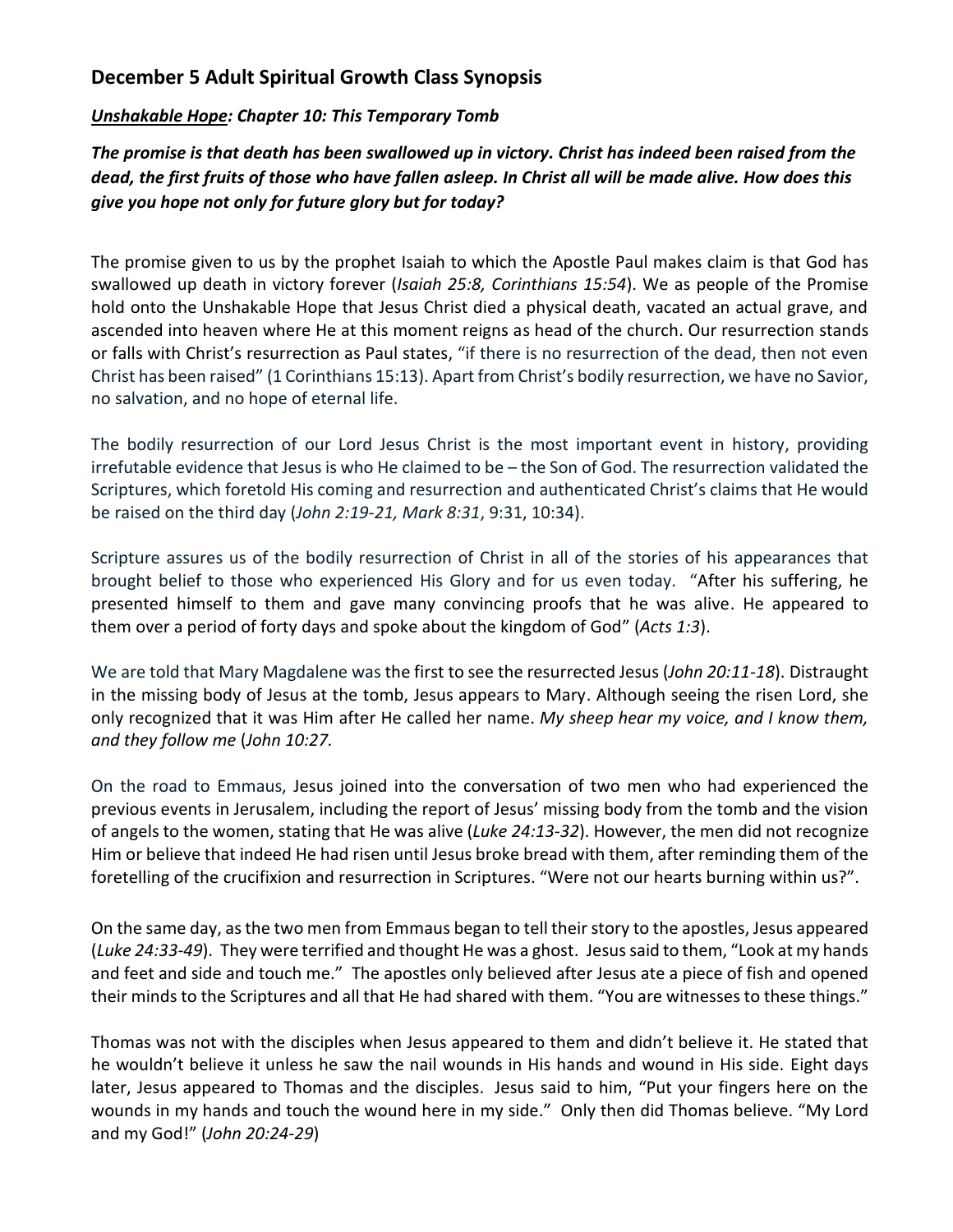## December 5 Adult Spiritual Growth Class Synopsis

***<u>Unshakable Hope</u>*: *Chapter 10: This Temporary Tomb***

***The promise is that death has been swallowed up in victory. Christ has indeed been raised from the dead, the first fruits of those who have fallen asleep. In Christ all will be made alive. How does this give you hope not only for future glory but for today?***

The promise given to us by the prophet Isaiah to which the Apostle Paul makes claim is that God has swallowed up death in victory forever (*Isaiah 25:8, Corinthians 15:54*). We as people of the Promise hold onto the Unshakable Hope that Jesus Christ died a physical death, vacated an actual grave, and ascended into heaven where He at this moment reigns as head of the church. Our resurrection stands or falls with Christ's resurrection as Paul states, "if there is no resurrection of the dead, then not even Christ has been raised" (1 Corinthians 15:13). Apart from Christ's bodily resurrection, we have no Savior, no salvation, and no hope of eternal life.

The bodily resurrection of our Lord Jesus Christ is the most important event in history, providing irrefutable evidence that Jesus is who He claimed to be – the Son of God. The resurrection validated the Scriptures, which foretold His coming and resurrection and authenticated Christ's claims that He would be raised on the third day (*John 2:19-21, Mark 8:31*, 9:31, 10:34).

Scripture assures us of the bodily resurrection of Christ in all of the stories of his appearances that brought belief to those who experienced His Glory and for us even today. "After his suffering, he presented himself to them and gave many convincing proofs that he was alive. He appeared to them over a period of forty days and spoke about the kingdom of God" (*Acts 1:3*).

We are told that Mary Magdalene was the first to see the resurrected Jesus (*John 20:11-18*). Distraught in the missing body of Jesus at the tomb, Jesus appears to Mary. Although seeing the risen Lord, she only recognized that it was Him after He called her name. *My sheep hear my voice, and I know them, and they follow me* (*John 10:27.*

On the road to Emmaus, Jesus joined into the conversation of two men who had experienced the previous events in Jerusalem, including the report of Jesus' missing body from the tomb and the vision of angels to the women, stating that He was alive (*Luke 24:13-32*). However, the men did not recognize Him or believe that indeed He had risen until Jesus broke bread with them, after reminding them of the foretelling of the crucifixion and resurrection in Scriptures. "Were not our hearts burning within us?".

On the same day, as the two men from Emmaus began to tell their story to the apostles, Jesus appeared (*Luke 24:33-49*). They were terrified and thought He was a ghost. Jesus said to them, "Look at my hands and feet and side and touch me." The apostles only believed after Jesus ate a piece of fish and opened their minds to the Scriptures and all that He had shared with them. "You are witnesses to these things."

Thomas was not with the disciples when Jesus appeared to them and didn't believe it. He stated that he wouldn't believe it unless he saw the nail wounds in His hands and wound in His side. Eight days later, Jesus appeared to Thomas and the disciples. Jesus said to him, "Put your fingers here on the wounds in my hands and touch the wound here in my side." Only then did Thomas believe. "My Lord and my God!" (*John 20:24-29*)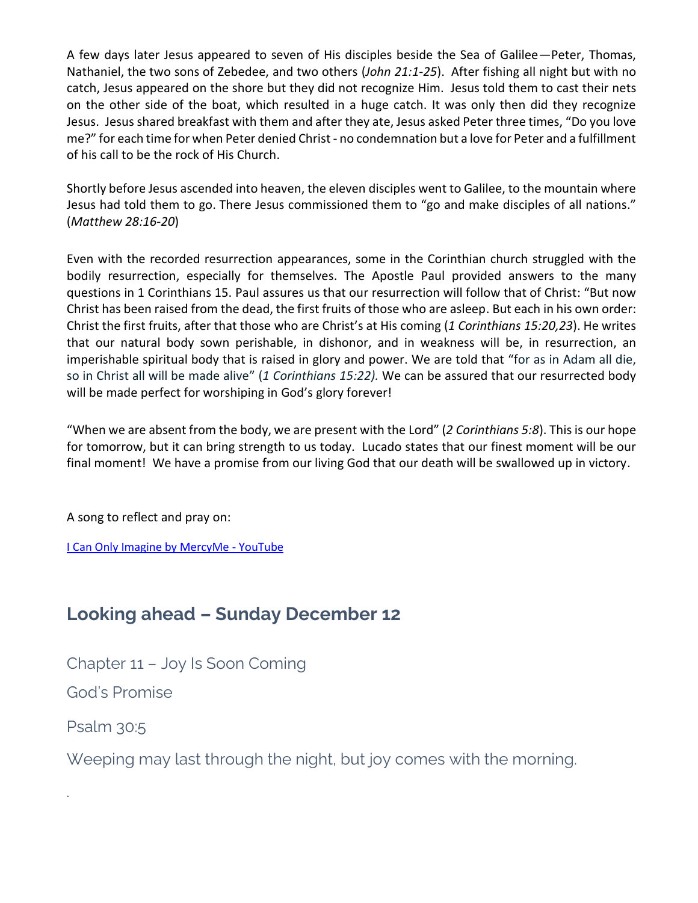A few days later Jesus appeared to seven of His disciples beside the Sea of Galilee—Peter, Thomas, Nathaniel, the two sons of Zebedee, and two others (*John 21:1-25*). After fishing all night but with no catch, Jesus appeared on the shore but they did not recognize Him. Jesus told them to cast their nets on the other side of the boat, which resulted in a huge catch. It was only then did they recognize Jesus. Jesus shared breakfast with them and after they ate, Jesus asked Peter three times, "Do you love me?" for each time for when Peter denied Christ - no condemnation but a love for Peter and a fulfillment of his call to be the rock of His Church.

Shortly before Jesus ascended into heaven, the eleven disciples went to Galilee, to the mountain where Jesus had told them to go. There Jesus commissioned them to "go and make disciples of all nations." (*Matthew 28:16-20*)

Even with the recorded resurrection appearances, some in the Corinthian church struggled with the bodily resurrection, especially for themselves. The Apostle Paul provided answers to the many questions in 1 Corinthians 15. Paul assures us that our resurrection will follow that of Christ: "But now Christ has been raised from the dead, the first fruits of those who are asleep. But each in his own order: Christ the first fruits, after that those who are Christ's at His coming (*1 Corinthians 15:20,23*). He writes that our natural body sown perishable, in dishonor, and in weakness will be, in resurrection, an imperishable spiritual body that is raised in glory and power. We are told that "for as in Adam all die, so in Christ all will be made alive" (*1 Corinthians 15:22).* We can be assured that our resurrected body will be made perfect for worshiping in God's glory forever!

"When we are absent from the body, we are present with the Lord" (*2 Corinthians 5:8*). This is our hope for tomorrow, but it can bring strength to us today. Lucado states that our finest moment will be our final moment! We have a promise from our living God that our death will be swallowed up in victory.

A song to reflect and pray on:

[I Can Only Imagine by MercyMe - YouTube]

## Looking ahead – Sunday December 12

### Chapter 11 – Joy Is Soon Coming

### God's Promise

### Psalm 30:5

### Weeping may last through the night, but joy comes with the morning.